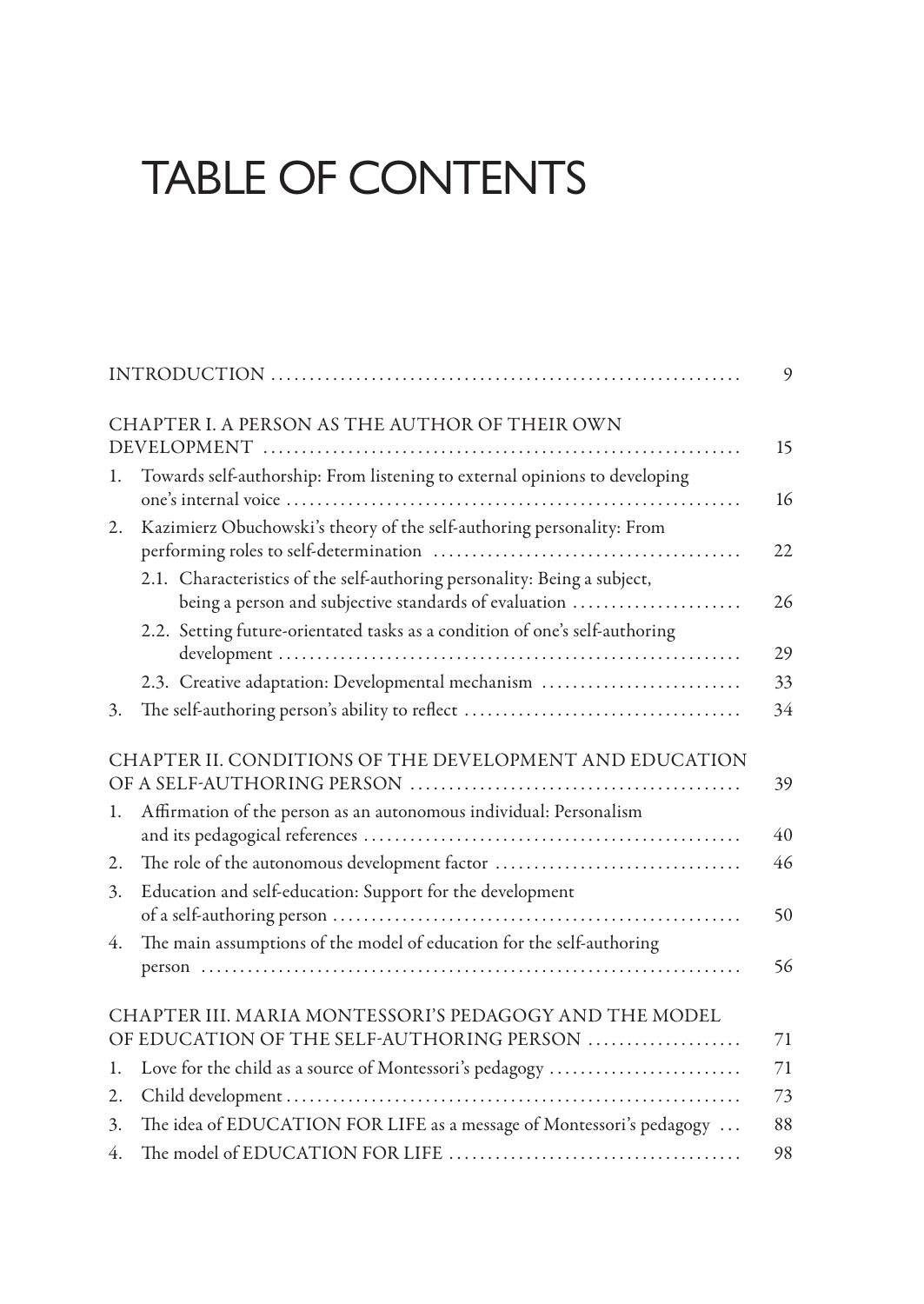# TABLE OF CONTENTS

| | |
|---|---|
| INTRODUCTION | 9 |
| CHAPTER I. A PERSON AS THE AUTHOR OF THEIR OWN DEVELOPMENT | 15 |
| 1. Towards self-authorship: From listening to external opinions to developing one's internal voice | 16 |
| 2. Kazimierz Obuchowski's theory of the self-authoring personality: From performing roles to self-determination | 22 |
| 2.1. Characteristics of the self-authoring personality: Being a subject, being a person and subjective standards of evaluation | 26 |
| 2.2. Setting future-orientated tasks as a condition of one's self-authoring development | 29 |
| 2.3. Creative adaptation: Developmental mechanism | 33 |
| 3. The self-authoring person's ability to reflect | 34 |
| CHAPTER II. CONDITIONS OF THE DEVELOPMENT AND EDUCATION OF A SELF-AUTHORING PERSON | 39 |
| 1. Affirmation of the person as an autonomous individual: Personalism and its pedagogical references | 40 |
| 2. The role of the autonomous development factor | 46 |
| 3. Education and self-education: Support for the development of a self-authoring person | 50 |
| 4. The main assumptions of the model of education for the self-authoring person | 56 |
| CHAPTER III. MARIA MONTESSORI'S PEDAGOGY AND THE MODEL OF EDUCATION OF THE SELF-AUTHORING PERSON | 71 |
| 1. Love for the child as a source of Montessori's pedagogy | 71 |
| 2. Child development | 73 |
| 3. The idea of EDUCATION FOR LIFE as a message of Montessori's pedagogy | 88 |
| 4. The model of EDUCATION FOR LIFE | 98 |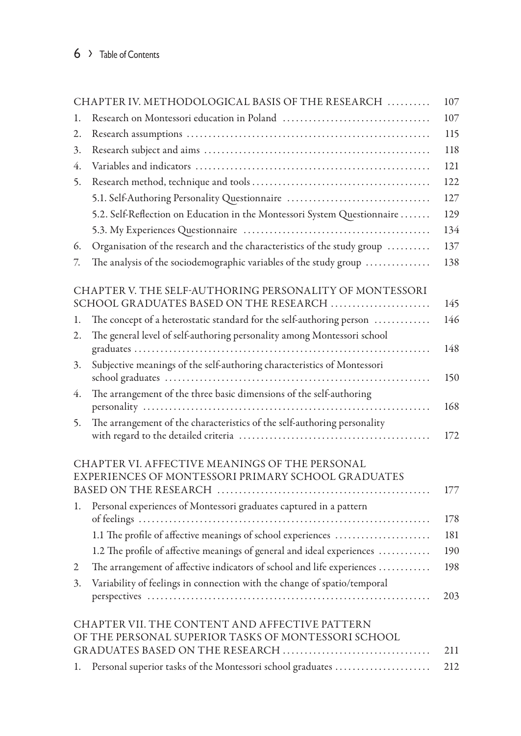| | | |
|---|---|---|
| CHAPTER IV. METHODOLOGICAL BASIS OF THE RESEARCH | | 107 |
| 1. | Research on Montessori education in Poland | 107 |
| 2. | Research assumptions | 115 |
| 3. | Research subject and aims | 118 |
| 4. | Variables and indicators | 121 |
| 5. | Research method, technique and tools | 122 |
| | 5.1. Self-Authoring Personality Questionnaire | 127 |
| | 5.2. Self-Reflection on Education in the Montessori System Questionnaire | 129 |
| | 5.3. My Experiences Questionnaire | 134 |
| 6. | Organisation of the research and the characteristics of the study group | 137 |
| 7. | The analysis of the sociodemographic variables of the study group | 138 |
| CHAPTER V. THE SELF-AUTHORING PERSONALITY OF MONTESSORI SCHOOL GRADUATES BASED ON THE RESEARCH | | 145 |
| 1. | The concept of a heterostatic standard for the self-authoring person | 146 |
| 2. | The general level of self-authoring personality among Montessori school graduates | 148 |
| 3. | Subjective meanings of the self-authoring characteristics of Montessori school graduates | 150 |
| 4. | The arrangement of the three basic dimensions of the self-authoring personality | 168 |
| 5. | The arrangement of the characteristics of the self-authoring personality with regard to the detailed criteria | 172 |
| CHAPTER VI. AFFECTIVE MEANINGS OF THE PERSONAL EXPERIENCES OF MONTESSORI PRIMARY SCHOOL GRADUATES BASED ON THE RESEARCH | | 177 |
| 1. | Personal experiences of Montessori graduates captured in a pattern of feelings | 178 |
| | 1.1 The profile of affective meanings of school experiences | 181 |
| | 1.2 The profile of affective meanings of general and ideal experiences | 190 |
| 2 | The arrangement of affective indicators of school and life experiences | 198 |
| 3. | Variability of feelings in connection with the change of spatio/temporal perspectives | 203 |
| CHAPTER VII. THE CONTENT AND AFFECTIVE PATTERN OF THE PERSONAL SUPERIOR TASKS OF MONTESSORI SCHOOL GRADUATES BASED ON THE RESEARCH | | 211 |
| 1. | Personal superior tasks of the Montessori school graduates | 212 |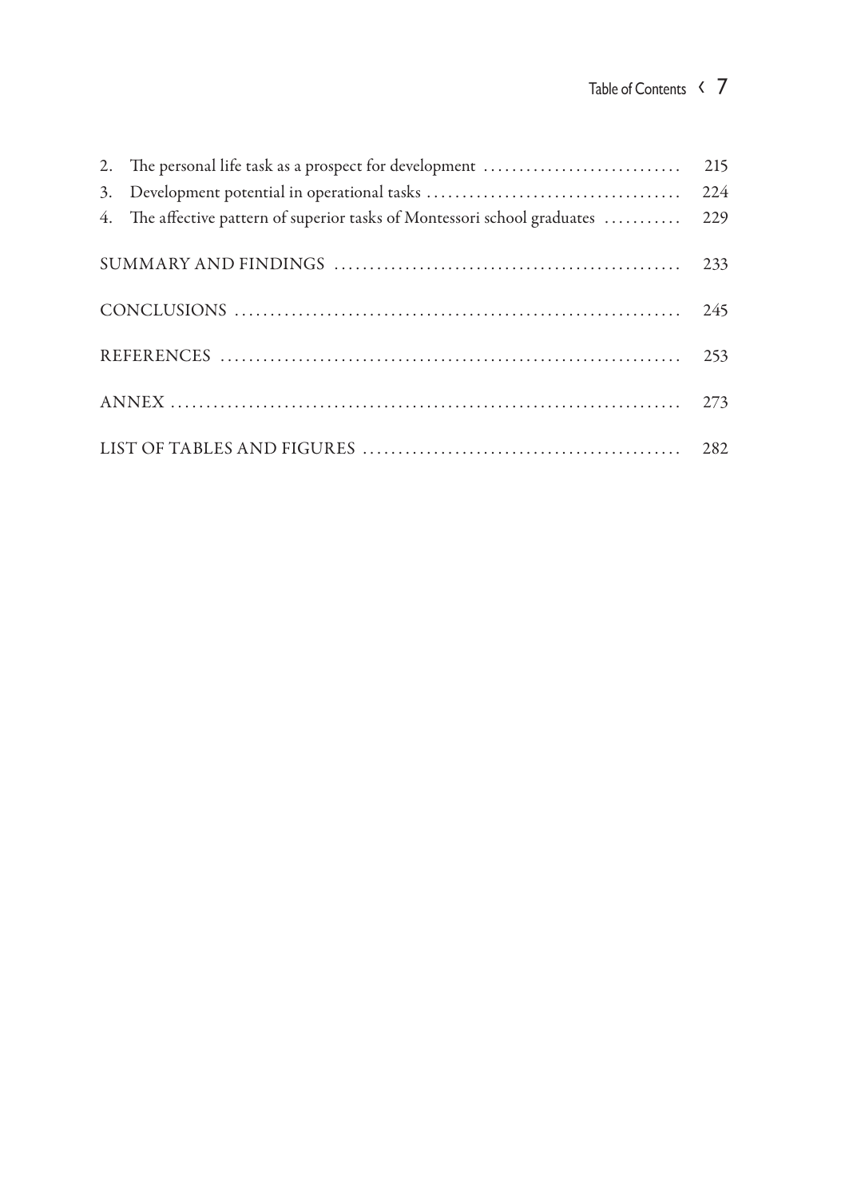2. The personal life task as a prospect for development ........................... 215
3. Development potential in operational tasks ........................................ 224
4. The affective pattern of superior tasks of Montessori school graduates ........... 229

SUMMARY AND FINDINGS ................................................................ 233

CONCLUSIONS ............................................................................. 245

REFERENCES .............................................................................. 253

ANNEX ...................................................................................... 273

LIST OF TABLES AND FIGURES ........................................................ 282